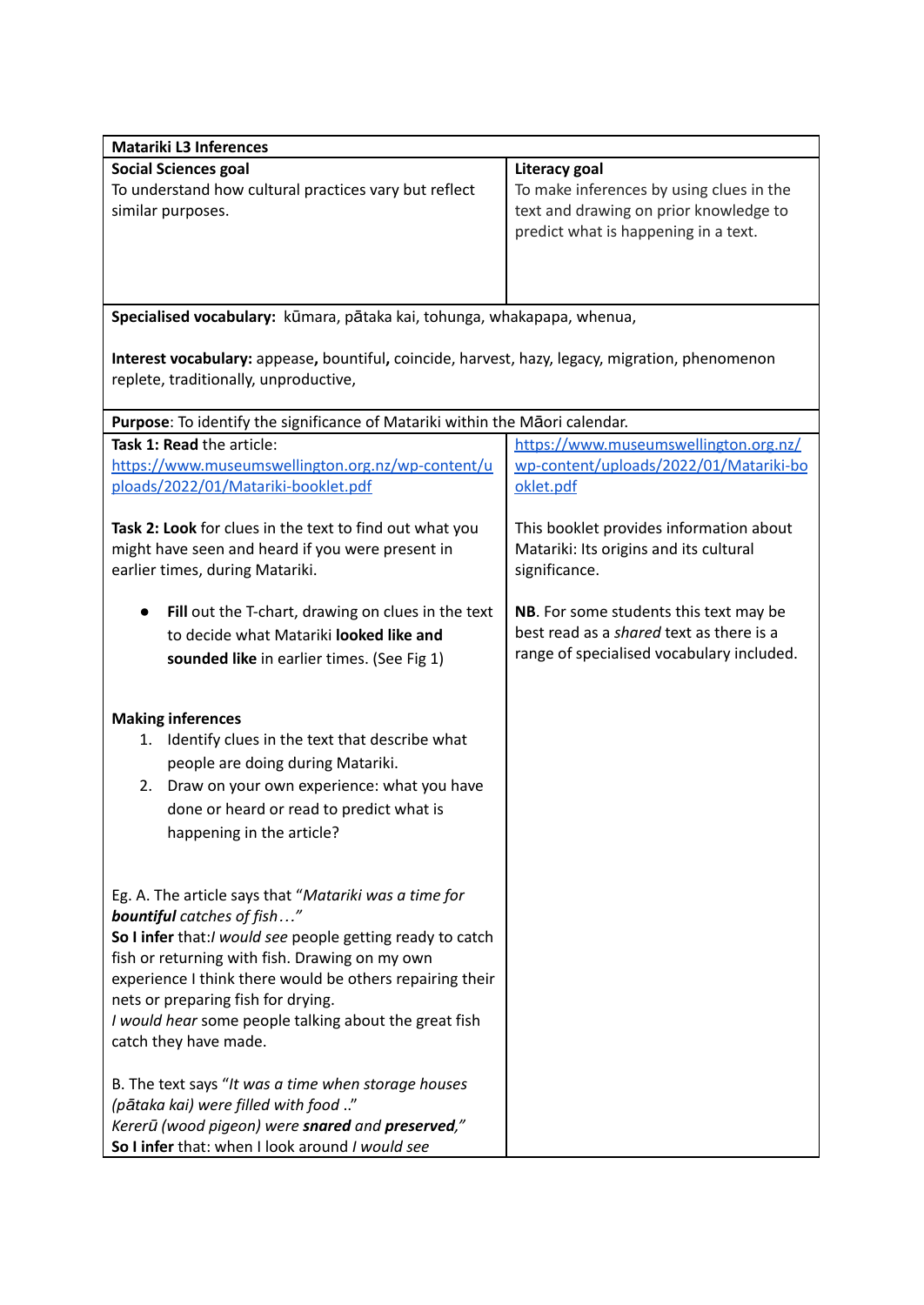| Matariki L3 Inferences | |
|---|---|
| **Social Sciences goal**<br>To understand how cultural practices vary but reflect similar purposes. | **Literacy goal**<br>To make inferences by using clues in the text and drawing on prior knowledge to predict what is happening in a text. |
| **Specialised vocabulary:** kūmara, pātaka kai, tohunga, whakapapa, whenua,<br><br>**Interest vocabulary:** appease**,** bountiful**,** coincide, harvest, hazy, legacy, migration, phenomenon replete, traditionally, unproductive, | |
| **Purpose**: To identify the significance of Matariki within the Māori calendar. | |
| **Task 1: Read** the article:<br>[https://www.museumswellington.org.nz/wp-content/uploads/2022/01/Matariki-booklet.pdf](https://www.museumswellington.org.nz/wp-content/uploads/2022/01/Matariki-booklet.pdf)<br><br>**Task 2: Look** for clues in the text to find out what you might have seen and heard if you were present in earlier times, during Matariki.<br><br>• **Fill** out the T-chart, drawing on clues in the text to decide what Matariki **looked like and sounded like** in earlier times. (See Fig 1)<br><br>**Making inferences**<br>1. Identify clues in the text that describe what people are doing during Matariki.<br>2. Draw on your own experience: what you have done or heard or read to predict what is happening in the article?<br><br>Eg. A. The article says that "*Matariki was a time for **bountiful** catches of fish…"*<br>**So I infer** that:*I would see* people getting ready to catch fish or returning with fish. Drawing on my own experience I think there would be others repairing their nets or preparing fish for drying.<br>*I would hear* some people talking about the great fish catch they have made.<br><br>B. The text says "*It was a time when storage houses (pātaka kai) were filled with food ..*"<br>*Kererū (wood pigeon) were **snared** and **preserved**,"*<br>**So I infer** that: when I look around *I would see* | [https://www.museumswellington.org.nz/wp-content/uploads/2022/01/Matariki-booklet.pdf](https://www.museumswellington.org.nz/wp-content/uploads/2022/01/Matariki-booklet.pdf)<br><br>This booklet provides information about Matariki: Its origins and its cultural significance.<br><br>**NB**. For some students this text may be best read as a *shared* text as there is a range of specialised vocabulary included. |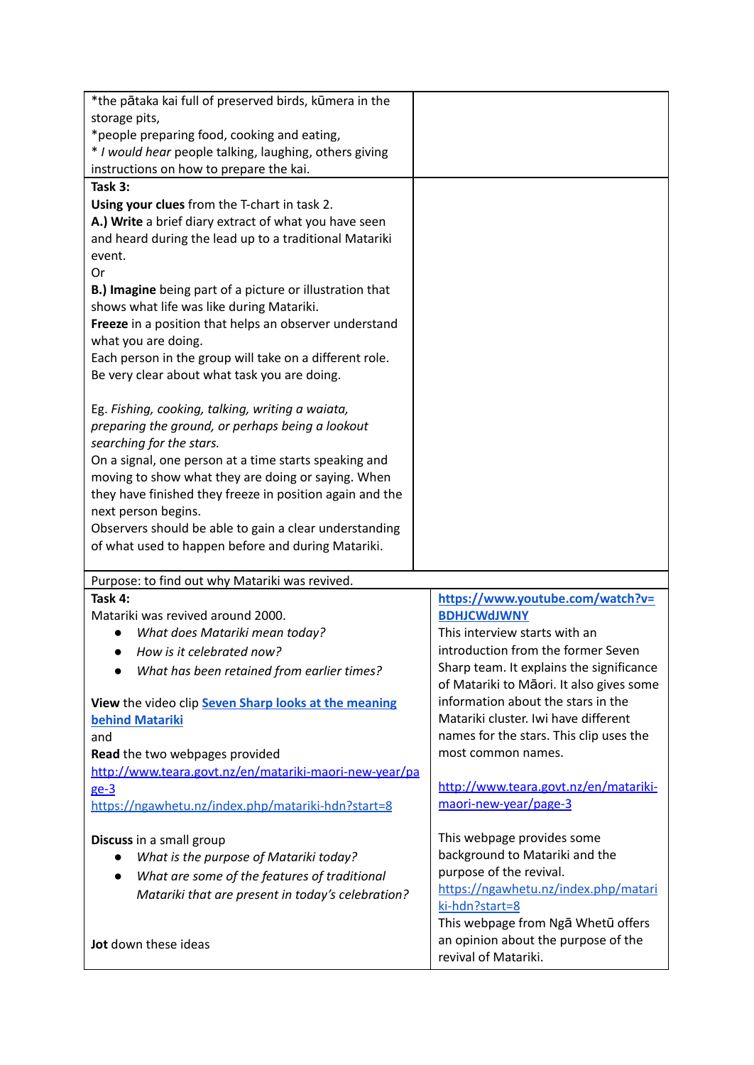| | |
|---|---|
| *the pātaka kai full of preserved birds, kūmera in the storage pits,<br>*people preparing food, cooking and eating,<br>* *I would hear* people talking, laughing, others giving instructions on how to prepare the kai. | |
| **Task 3:**<br>**Using your clues** from the T-chart in task 2.<br>**A.) Write** a brief diary extract of what you have seen and heard during the lead up to a traditional Matariki event.<br>Or<br>**B.) Imagine** being part of a picture or illustration that shows what life was like during Matariki.<br>**Freeze** in a position that helps an observer understand what you are doing.<br>Each person in the group will take on a different role. Be very clear about what task you are doing.<br><br>Eg. *Fishing, cooking, talking, writing a waiata, preparing the ground, or perhaps being a lookout searching for the stars.*<br>On a signal, one person at a time starts speaking and moving to show what they are doing or saying. When they have finished they freeze in position again and the next person begins.<br>Observers should be able to gain a clear understanding of what used to happen before and during Matariki. | |
| Purpose: to find out why Matariki was revived. | |
| **Task 4:**<br>Matariki was revived around 2000.<br>● *What does Matariki mean today?*<br>● *How is it celebrated now?*<br>● *What has been retained from earlier times?*<br><br>**View** the video clip **[Seven Sharp looks at the meaning behind Matariki](https://www.youtube.com/watch?v=BDHJCWdJWNY)**<br>and<br>**Read** the two webpages provided<br>[http://www.teara.govt.nz/en/matariki-maori-new-year/page-3](http://www.teara.govt.nz/en/matariki-maori-new-year/page-3)<br>[https://ngawhetu.nz/index.php/matariki-hdn?start=8](https://ngawhetu.nz/index.php/matariki-hdn?start=8)<br><br>**Discuss** in a small group<br>● *What is the purpose of Matariki today?*<br>● *What are some of the features of traditional Matariki that are present in today's celebration?*<br><br>**Jot** down these ideas | **[https://www.youtube.com/watch?v=BDHJCWdJWNY](https://www.youtube.com/watch?v=BDHJCWdJWNY)**<br>This interview starts with an introduction from the former Seven Sharp team. It explains the significance of Matariki to Māori. It also gives some information about the stars in the Matariki cluster. Iwi have different names for the stars. This clip uses the most common names.<br><br>[http://www.teara.govt.nz/en/matariki-maori-new-year/page-3](http://www.teara.govt.nz/en/matariki-maori-new-year/page-3)<br><br>This webpage provides some background to Matariki and the purpose of the revival.<br>[https://ngawhetu.nz/index.php/matariki-hdn?start=8](https://ngawhetu.nz/index.php/matariki-hdn?start=8)<br>This webpage from Ngā Whetū offers an opinion about the purpose of the revival of Matariki. |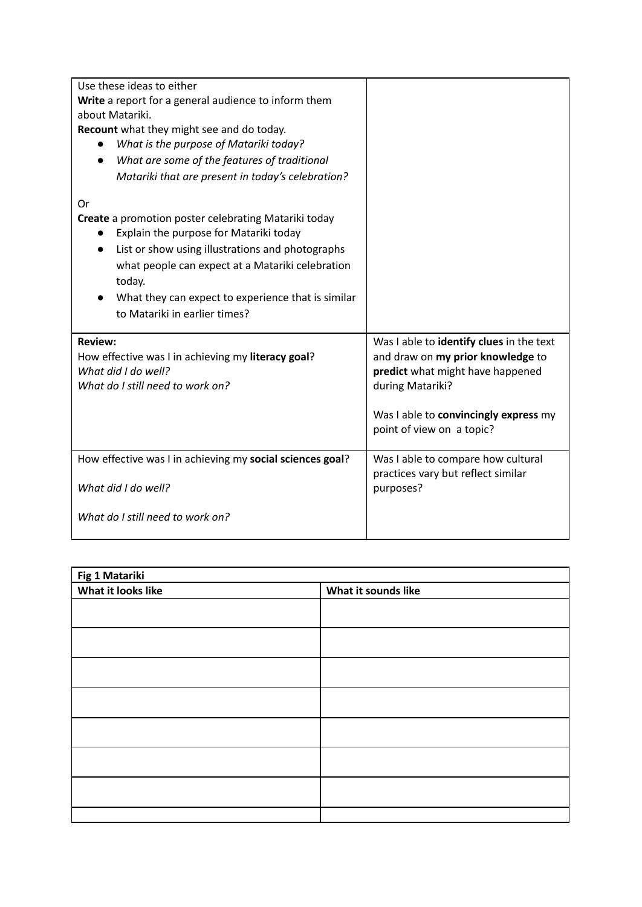| | |
|---|---|
| Use these ideas to either<br>**Write** a report for a general audience to inform them about Matariki.<br>**Recount** what they might see and do today.<br>• *What is the purpose of Matariki today?*<br>• *What are some of the features of traditional Matariki that are present in today's celebration?*<br><br>Or<br>**Create** a promotion poster celebrating Matariki today<br>• Explain the purpose for Matariki today<br>• List or show using illustrations and photographs what people can expect at a Matariki celebration today.<br>• What they can expect to experience that is similar to Matariki in earlier times? | |
| **Review:**<br>How effective was I in achieving my **literacy goal**?<br>*What did I do well?*<br>*What do I still need to work on?* | Was I able to **identify clues** in the text and draw on **my prior knowledge** to **predict** what might have happened during Matariki?<br><br>Was I able to **convincingly express** my point of view on a topic? |
| How effective was I in achieving my **social sciences goal**?<br><br>*What did I do well?*<br><br>*What do I still need to work on?* | Was I able to compare how cultural practices vary but reflect similar purposes? |

| **Fig 1 Matariki** | |
|---|---|
| **What it looks like** | **What it sounds like** |
| | |
| | |
| | |
| | |
| | |
| | |
| | |
| | |